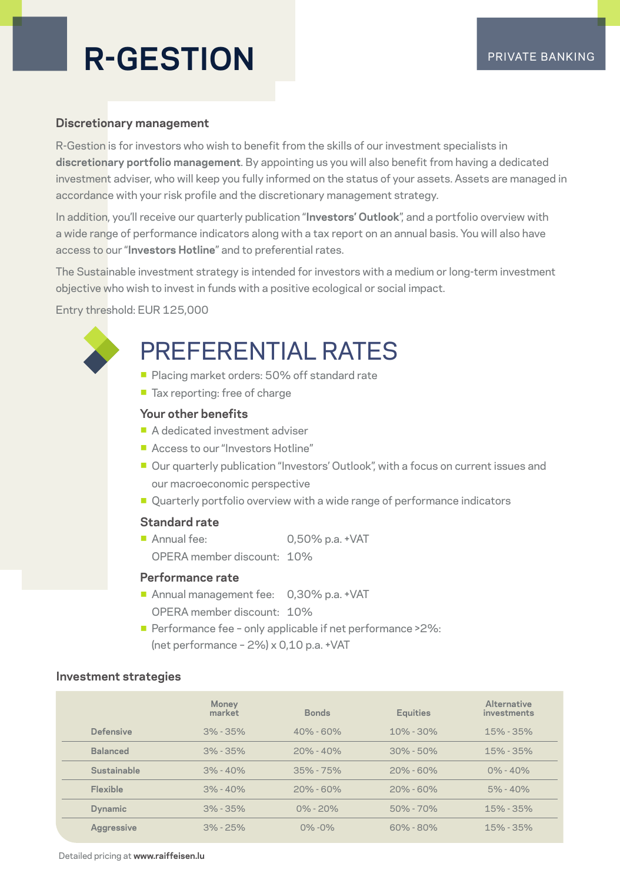# R-GESTION

PRIVATE BANKING

### Discretionary management

R-Gestion is for investors who wish to benefit from the skills of our investment specialists in **discretionary portfolio management**. By appointing us you will also benefit from having a dedicated investment adviser, who will keep you fully informed on the status of your assets. Assets are managed in accordance with your risk profile and the discretionary management strategy.

In addition, you'll receive our quarterly publication "**Investors' Outlook**", and a portfolio overview with a wide range of performance indicators along with a tax report on an annual basis. You will also have access to our "**Investors Hotline**" and to preferential rates.

The Sustainable investment strategy is intended for investors with a medium or long-term investment objective who wish to invest in funds with a positive ecological or social impact.

Entry threshold: EUR 125,000

## PREFERENTIAL RATES

- Placing market orders: 50% off standard rate
- Tax reporting: free of charge

### Your other benefits

- A dedicated investment adviser
- Access to our "Investors Hotline"
- Our quarterly publication "Investors' Outlook", with a focus on current issues and our macroeconomic perspective
- Quarterly portfolio overview with a wide range of performance indicators

### Standard rate

- Annual fee: 0,50% p.a. +VAT
  OPERA member discount: 10%

### Performance rate

- Annual management fee: 0,30% p.a. +VAT
  OPERA member discount: 10%
- Performance fee – only applicable if net performance >2%:
  (net performance – 2%) x 0,10 p.a. +VAT

### Investment strategies

| | Money market | Bonds | Equities | Alternative investments |
|---|---|---|---|---|
| Defensive | 3% - 35% | 40% - 60% | 10% - 30% | 15% - 35% |
| Balanced | 3% - 35% | 20% - 40% | 30% - 50% | 15% - 35% |
| Sustainable | 3% - 40% | 35% - 75% | 20% - 60% | 0% - 40% |
| Flexible | 3% - 40% | 20% - 60% | 20% - 60% | 5% - 40% |
| Dynamic | 3% - 35% | 0% - 20% | 50% - 70% | 15% - 35% |
| Aggressive | 3% - 25% | 0% -0% | 60% - 80% | 15% - 35% |

Detailed pricing at **www.raiffeisen.lu**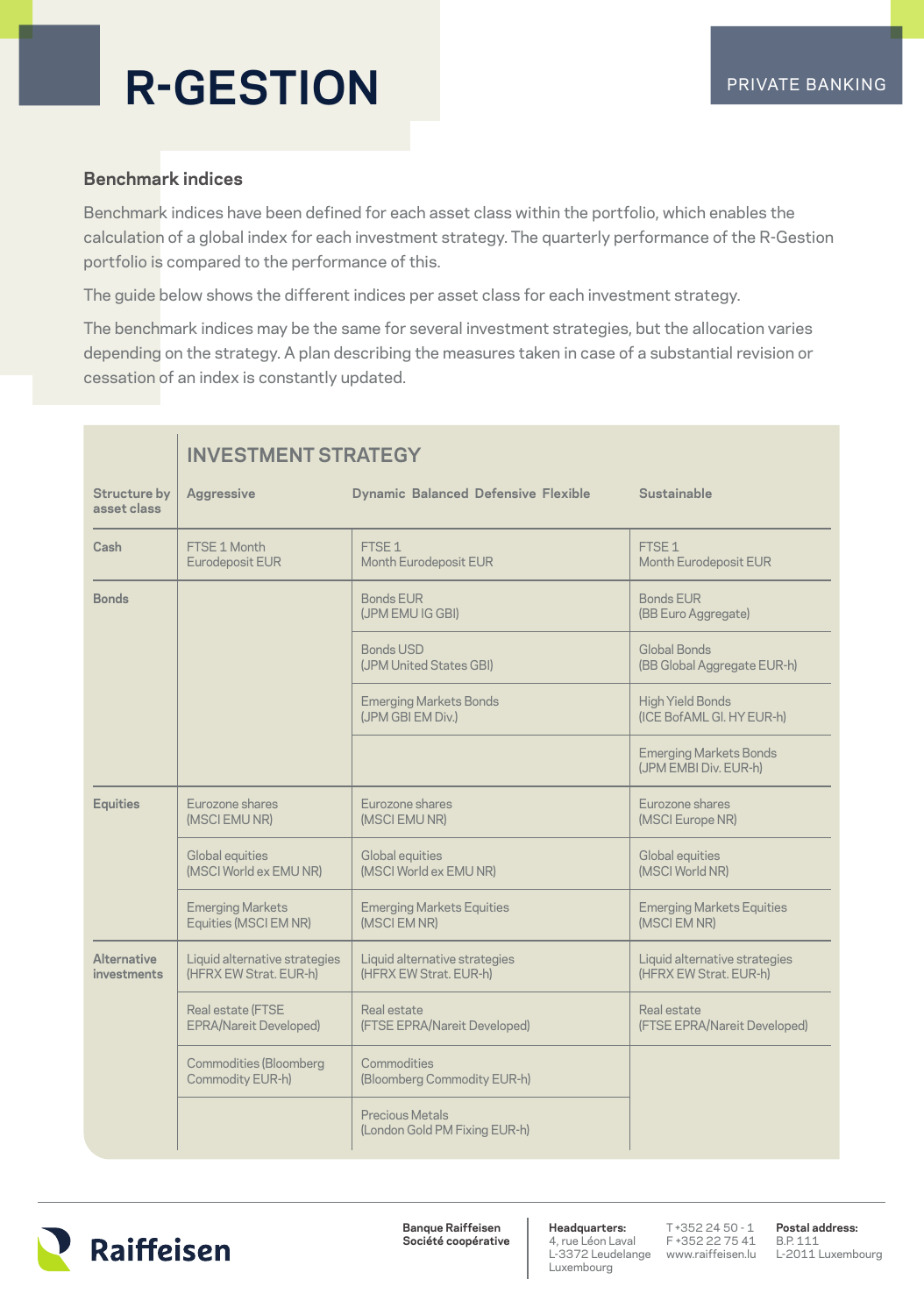# R-GESTION

PRIVATE BANKING

### Benchmark indices

Benchmark indices have been defined for each asset class within the portfolio, which enables the calculation of a global index for each investment strategy. The quarterly performance of the R-Gestion portfolio is compared to the performance of this.

The guide below shows the different indices per asset class for each investment strategy.

The benchmark indices may be the same for several investment strategies, but the allocation varies depending on the strategy. A plan describing the measures taken in case of a substantial revision or cessation of an index is constantly updated.

| | INVESTMENT STRATEGY | | |
|---|---|---|---|
| **Structure by asset class** | **Aggressive** | **Dynamic Balanced Defensive Flexible** | **Sustainable** |
| **Cash** | FTSE 1 Month Eurodeposit EUR | FTSE 1 Month Eurodeposit EUR | FTSE 1 Month Eurodeposit EUR |
| **Bonds** | | Bonds EUR (JPM EMU IG GBI) | Bonds EUR (BB Euro Aggregate) |
| | | Bonds USD (JPM United States GBI) | Global Bonds (BB Global Aggregate EUR-h) |
| | | Emerging Markets Bonds (JPM GBI EM Div.) | High Yield Bonds (ICE BofAML Gl. HY EUR-h) |
| | | | Emerging Markets Bonds (JPM EMBI Div. EUR-h) |
| **Equities** | Eurozone shares (MSCI EMU NR) | Eurozone shares (MSCI EMU NR) | Eurozone shares (MSCI Europe NR) |
| | Global equities (MSCI World ex EMU NR) | Global equities (MSCI World ex EMU NR) | Global equities (MSCI World NR) |
| | Emerging Markets Equities (MSCI EM NR) | Emerging Markets Equities (MSCI EM NR) | Emerging Markets Equities (MSCI EM NR) |
| **Alternative investments** | Liquid alternative strategies (HFRX EW Strat. EUR-h) | Liquid alternative strategies (HFRX EW Strat. EUR-h) | Liquid alternative strategies (HFRX EW Strat. EUR-h) |
| | Real estate (FTSE EPRA/Nareit Developed) | Real estate (FTSE EPRA/Nareit Developed) | Real estate (FTSE EPRA/Nareit Developed) |
| | Commodities (Bloomberg Commodity EUR-h) | Commodities (Bloomberg Commodity EUR-h) | |
| | | Precious Metals (London Gold PM Fixing EUR-h) | |

Raiffeisen

**Banque Raiffeisen Société coopérative**

**Headquarters:** 4, rue Léon Laval L-3372 Leudelange Luxembourg

T +352 24 50 - 1
F +352 22 75 41
www.raiffeisen.lu

**Postal address:** B.P. 111 L-2011 Luxembourg